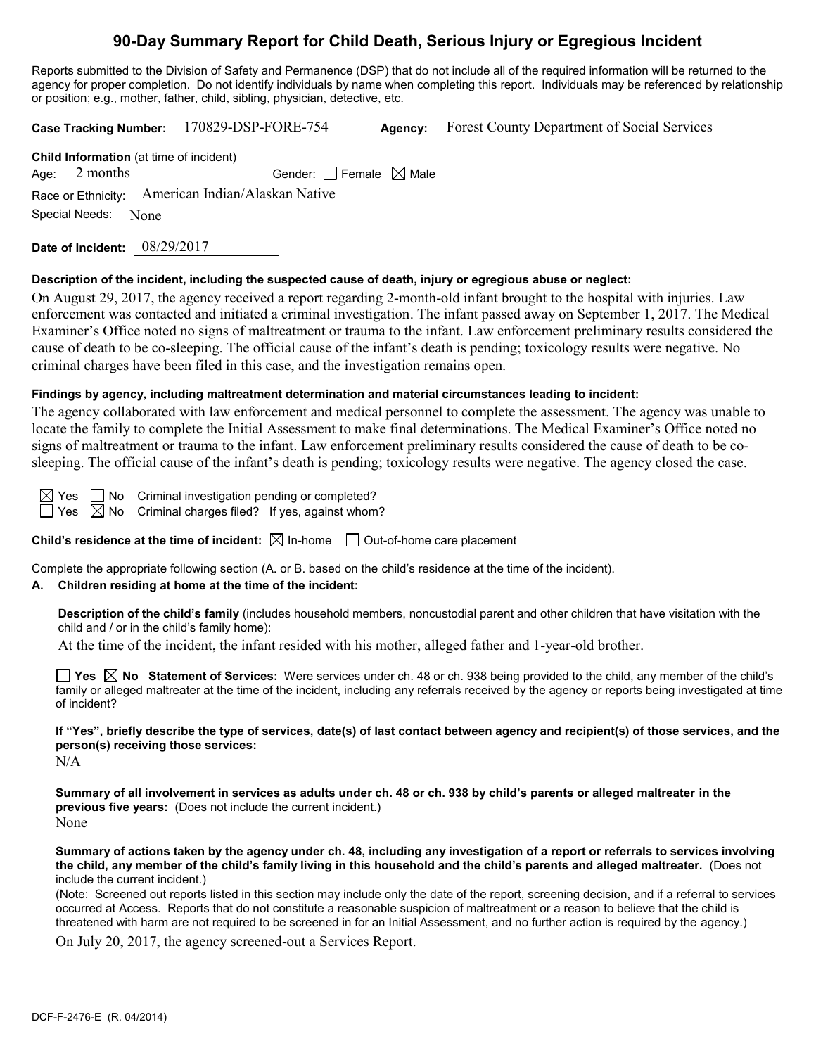# 90-Day Summary Report for Child Death, Serious Injury or Egregious Incident

Reports submitted to the Division of Safety and Permanence (DSP) that do not include all of the required information will be returned to the agency for proper completion. Do not identify individuals by name when completing this report. Individuals may be referenced by relationship or position; e.g., mother, father, child, sibling, physician, detective, etc.

**Case Tracking Number:** 170829-DSP-FORE-754 **Agency:** Forest County Department of Social Services

**Child Information** (at time of incident)

Age: 2 months Gender: ☐ Female ☒ Male

Race or Ethnicity: American Indian/Alaskan Native

Special Needs: None

**Date of Incident:** 08/29/2017

**Description of the incident, including the suspected cause of death, injury or egregious abuse or neglect:**

On August 29, 2017, the agency received a report regarding 2-month-old infant brought to the hospital with injuries. Law enforcement was contacted and initiated a criminal investigation. The infant passed away on September 1, 2017. The Medical Examiner's Office noted no signs of maltreatment or trauma to the infant. Law enforcement preliminary results considered the cause of death to be co-sleeping. The official cause of the infant's death is pending; toxicology results were negative. No criminal charges have been filed in this case, and the investigation remains open.

**Findings by agency, including maltreatment determination and material circumstances leading to incident:**

The agency collaborated with law enforcement and medical personnel to complete the assessment. The agency was unable to locate the family to complete the Initial Assessment to make final determinations. The Medical Examiner's Office noted no signs of maltreatment or trauma to the infant. Law enforcement preliminary results considered the cause of death to be co-sleeping. The official cause of the infant's death is pending; toxicology results were negative. The agency closed the case.

☒ Yes ☐ No Criminal investigation pending or completed?

☐ Yes ☒ No Criminal charges filed? If yes, against whom?

**Child's residence at the time of incident:** ☒ In-home ☐ Out-of-home care placement

Complete the appropriate following section (A. or B. based on the child's residence at the time of the incident).

**A. Children residing at home at the time of the incident:**

**Description of the child's family** (includes household members, noncustodial parent and other children that have visitation with the child and / or in the child's family home):

At the time of the incident, the infant resided with his mother, alleged father and 1-year-old brother.

☐ **Yes** ☒ **No Statement of Services:** Were services under ch. 48 or ch. 938 being provided to the child, any member of the child's family or alleged maltreater at the time of the incident, including any referrals received by the agency or reports being investigated at time of incident?

**If "Yes", briefly describe the type of services, date(s) of last contact between agency and recipient(s) of those services, and the person(s) receiving those services:**

N/A

**Summary of all involvement in services as adults under ch. 48 or ch. 938 by child's parents or alleged maltreater in the previous five years:** (Does not include the current incident.)

None

**Summary of actions taken by the agency under ch. 48, including any investigation of a report or referrals to services involving the child, any member of the child's family living in this household and the child's parents and alleged maltreater.** (Does not include the current incident.)

(Note: Screened out reports listed in this section may include only the date of the report, screening decision, and if a referral to services occurred at Access. Reports that do not constitute a reasonable suspicion of maltreatment or a reason to believe that the child is threatened with harm are not required to be screened in for an Initial Assessment, and no further action is required by the agency.)

On July 20, 2017, the agency screened-out a Services Report.

DCF-F-2476-E (R. 04/2014)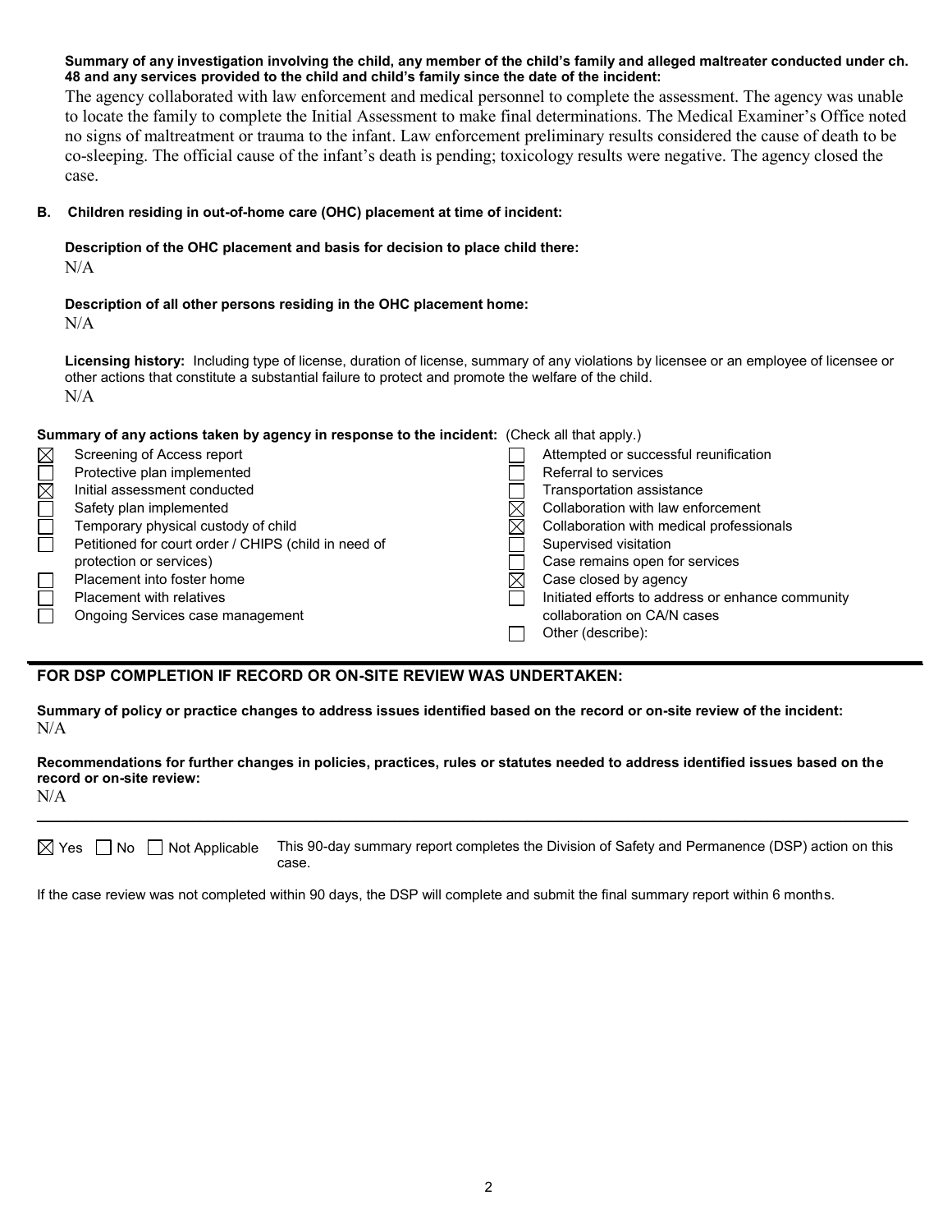**Summary of any investigation involving the child, any member of the child's family and alleged maltreater conducted under ch. 48 and any services provided to the child and child's family since the date of the incident:**

The agency collaborated with law enforcement and medical personnel to complete the assessment. The agency was unable to locate the family to complete the Initial Assessment to make final determinations. The Medical Examiner's Office noted no signs of maltreatment or trauma to the infant. Law enforcement preliminary results considered the cause of death to be co-sleeping. The official cause of the infant's death is pending; toxicology results were negative. The agency closed the case.

**B. Children residing in out-of-home care (OHC) placement at time of incident:**

**Description of the OHC placement and basis for decision to place child there:**
N/A

**Description of all other persons residing in the OHC placement home:**
N/A

**Licensing history:** Including type of license, duration of license, summary of any violations by licensee or an employee of licensee or other actions that constitute a substantial failure to protect and promote the welfare of the child.
N/A

**Summary of any actions taken by agency in response to the incident:** (Check all that apply.)

- ☒ Screening of Access report
- ☐ Protective plan implemented
- ☒ Initial assessment conducted
- ☐ Safety plan implemented
- ☐ Temporary physical custody of child
- ☐ Petitioned for court order / CHIPS (child in need of protection or services)
- ☐ Placement into foster home
- ☐ Placement with relatives
- ☐ Ongoing Services case management
- ☐ Attempted or successful reunification
- ☐ Referral to services
- ☐ Transportation assistance
- ☒ Collaboration with law enforcement
- ☒ Collaboration with medical professionals
- ☐ Supervised visitation
- ☐ Case remains open for services
- ☒ Case closed by agency
- ☐ Initiated efforts to address or enhance community collaboration on CA/N cases
- ☐ Other (describe):

## FOR DSP COMPLETION IF RECORD OR ON-SITE REVIEW WAS UNDERTAKEN:

**Summary of policy or practice changes to address issues identified based on the record or on-site review of the incident:**
N/A

**Recommendations for further changes in policies, practices, rules or statutes needed to address identified issues based on the record or on-site review:**
N/A

☒ Yes ☐ No ☐ Not Applicable This 90-day summary report completes the Division of Safety and Permanence (DSP) action on this case.

If the case review was not completed within 90 days, the DSP will complete and submit the final summary report within 6 months.